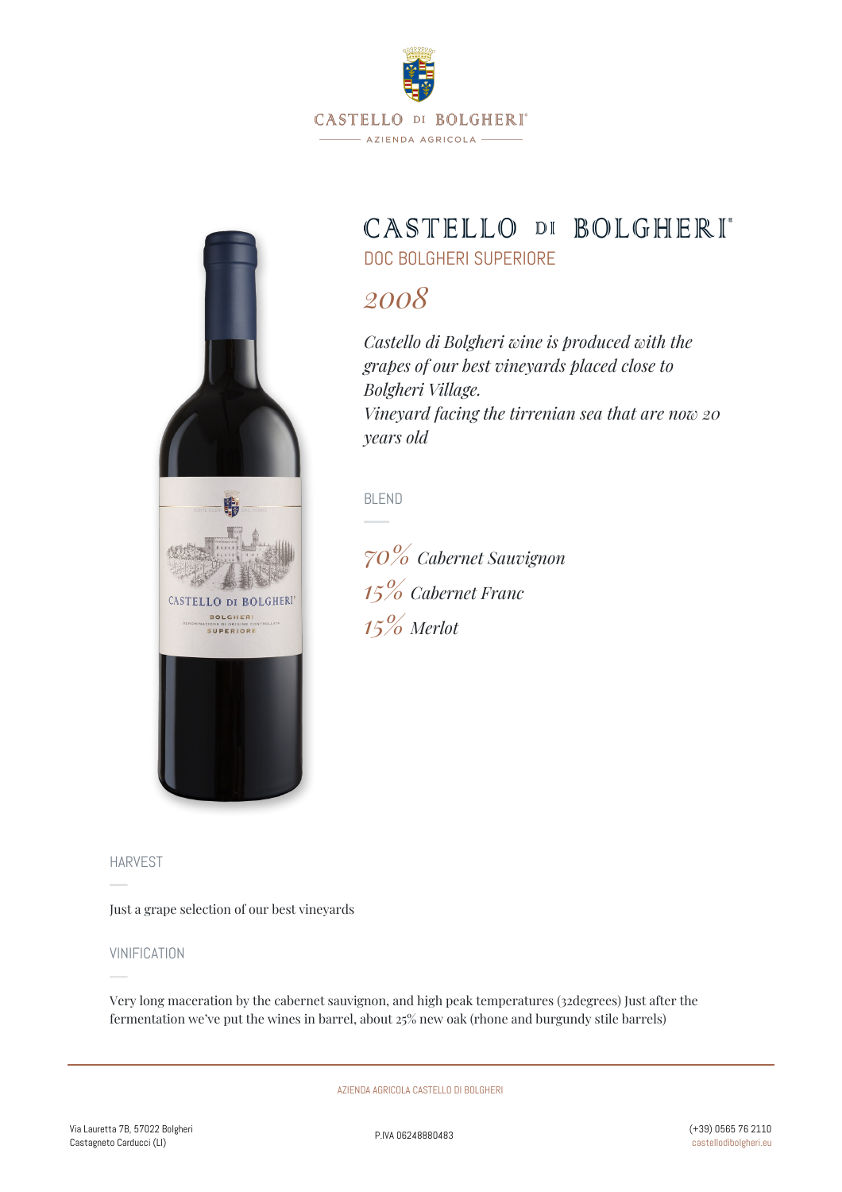CASTELLO DI BOLGHERI®

AZIENDA AGRICOLA

# CASTELLO DI BOLGHERI®

DOC BOLGHERI SUPERIORE

*2008*

*Castello di Bolgheri wine is produced with the grapes of our best vineyards placed close to Bolgheri Village.*
*Vineyard facing the tirrenian sea that are now 20 years old*

## BLEND

*70% Cabernet Sauvignon*
*15% Cabernet Franc*
*15% Merlot*

## HARVEST

Just a grape selection of our best vineyards

## VINIFICATION

Very long maceration by the cabernet sauvignon, and high peak temperatures (32degrees) Just after the fermentation we've put the wines in barrel, about 25% new oak (rhone and burgundy stile barrels)

AZIENDA AGRICOLA CASTELLO DI BOLGHERI

Via Lauretta 7B, 57022 Bolgheri
Castagneto Carducci (LI)

P.IVA 06248880483

(+39) 0565 76 2110
castellodibolgheri.eu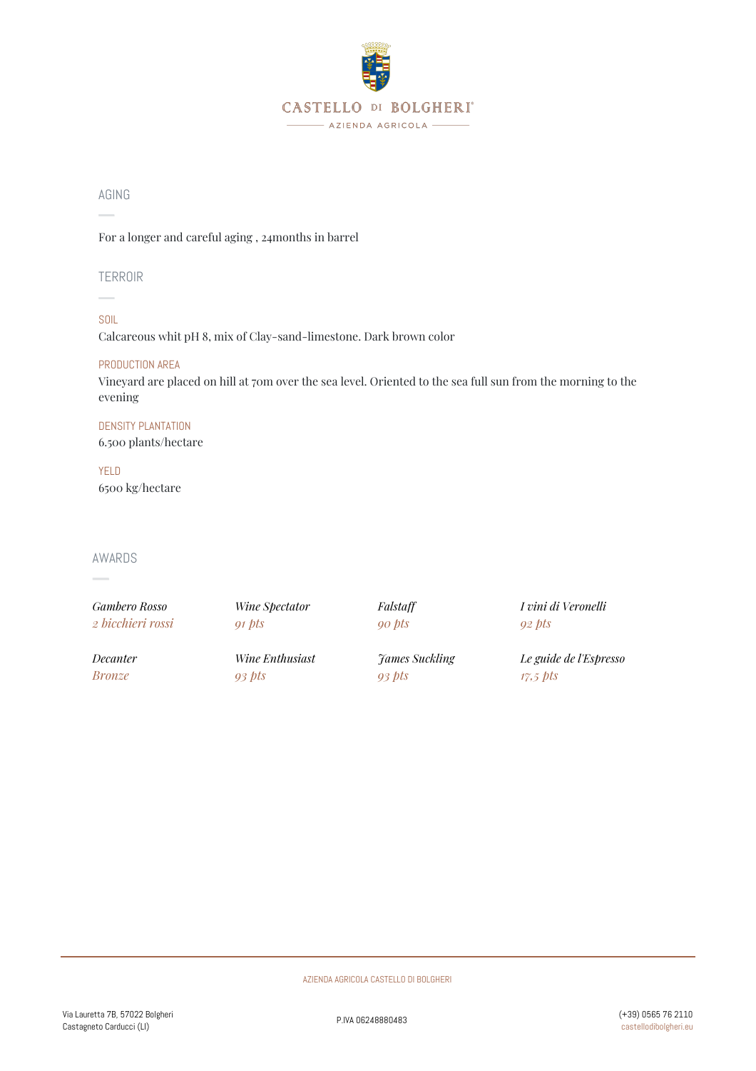## AGING

For a longer and careful aging , 24months in barrel

## TERROIR

### SOIL

Calcareous whit pH 8, mix of Clay-sand-limestone. Dark brown color

### PRODUCTION AREA

Vineyard are placed on hill at 70m over the sea level. Oriented to the sea full sun from the morning to the evening

### DENSITY PLANTATION

6.500 plants/hectare

### YELD

6500 kg/hectare

## AWARDS

| | | | |
|---|---|---|---|
| *Gambero Rosso* *2 bicchieri rossi* | *Wine Spectator* *91 pts* | *Falstaff* *90 pts* | *I vini di Veronelli* *92 pts* |
| *Decanter* *Bronze* | *Wine Enthusiast* *93 pts* | *James Suckling* *93 pts* | *Le guide de l'Espresso* *17,5 pts* |